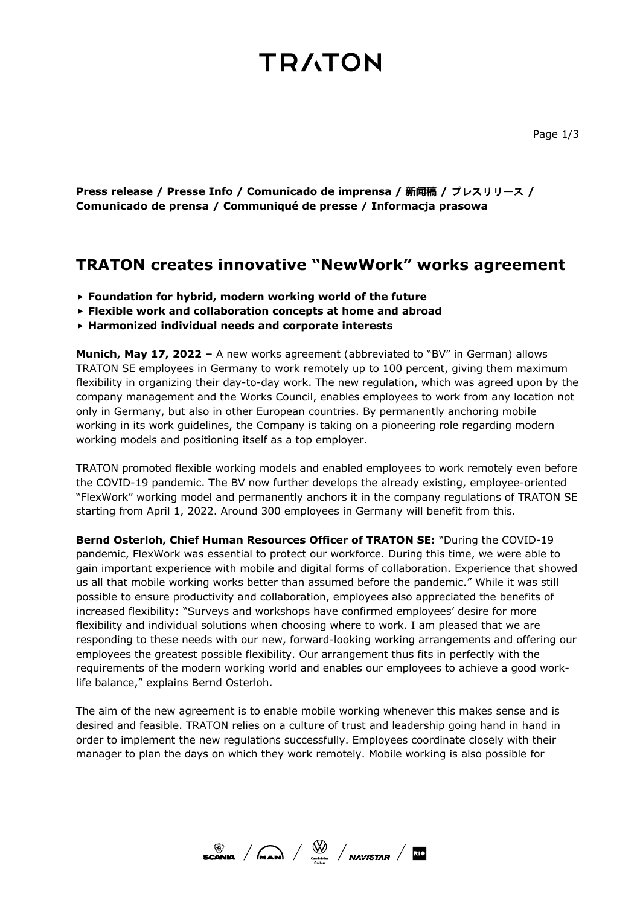# TRATON

**Press release / Presse Info / Comunicado de imprensa / 新闻稿 / プレスリリース / Comunicado de prensa / Communiqué de presse / Informacja prasowa**

## TRATON creates innovative "NewWork" works agreement

- **Foundation for hybrid, modern working world of the future**
- **Flexible work and collaboration concepts at home and abroad**
- **Harmonized individual needs and corporate interests**

**Munich, May 17, 2022 –** A new works agreement (abbreviated to "BV" in German) allows TRATON SE employees in Germany to work remotely up to 100 percent, giving them maximum flexibility in organizing their day-to-day work. The new regulation, which was agreed upon by the company management and the Works Council, enables employees to work from any location not only in Germany, but also in other European countries. By permanently anchoring mobile working in its work guidelines, the Company is taking on a pioneering role regarding modern working models and positioning itself as a top employer.

TRATON promoted flexible working models and enabled employees to work remotely even before the COVID-19 pandemic. The BV now further develops the already existing, employee-oriented "FlexWork" working model and permanently anchors it in the company regulations of TRATON SE starting from April 1, 2022. Around 300 employees in Germany will benefit from this.

**Bernd Osterloh, Chief Human Resources Officer of TRATON SE:** "During the COVID-19 pandemic, FlexWork was essential to protect our workforce. During this time, we were able to gain important experience with mobile and digital forms of collaboration. Experience that showed us all that mobile working works better than assumed before the pandemic." While it was still possible to ensure productivity and collaboration, employees also appreciated the benefits of increased flexibility: "Surveys and workshops have confirmed employees' desire for more flexibility and individual solutions when choosing where to work. I am pleased that we are responding to these needs with our new, forward-looking working arrangements and offering our employees the greatest possible flexibility. Our arrangement thus fits in perfectly with the requirements of the modern working world and enables our employees to achieve a good work-life balance," explains Bernd Osterloh.

The aim of the new agreement is to enable mobile working whenever this makes sense and is desired and feasible. TRATON relies on a culture of trust and leadership going hand in hand in order to implement the new regulations successfully. Employees coordinate closely with their manager to plan the days on which they work remotely. Mobile working is also possible for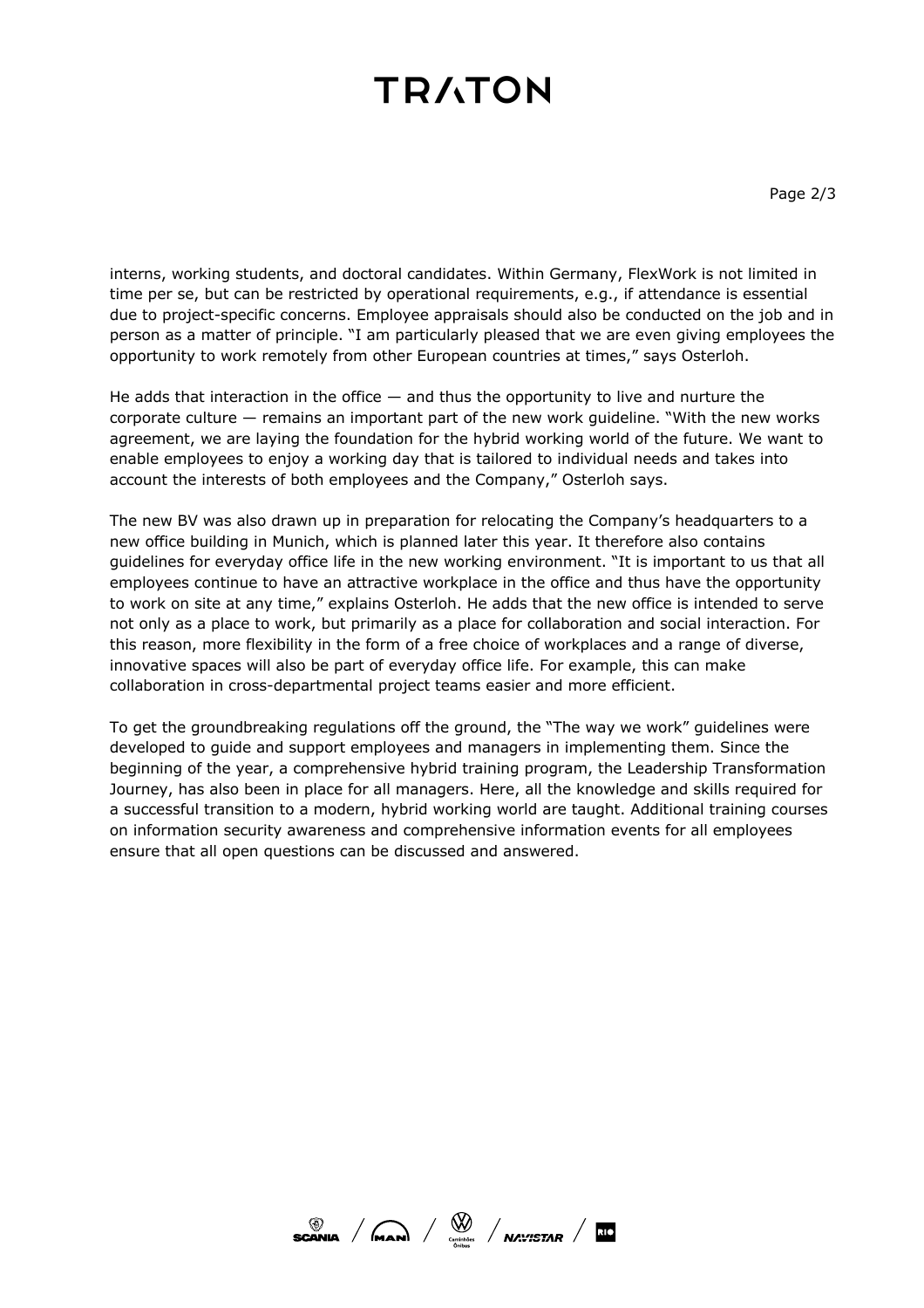interns, working students, and doctoral candidates. Within Germany, FlexWork is not limited in time per se, but can be restricted by operational requirements, e.g., if attendance is essential due to project-specific concerns. Employee appraisals should also be conducted on the job and in person as a matter of principle. "I am particularly pleased that we are even giving employees the opportunity to work remotely from other European countries at times," says Osterloh.

He adds that interaction in the office — and thus the opportunity to live and nurture the corporate culture — remains an important part of the new work guideline. "With the new works agreement, we are laying the foundation for the hybrid working world of the future. We want to enable employees to enjoy a working day that is tailored to individual needs and takes into account the interests of both employees and the Company," Osterloh says.

The new BV was also drawn up in preparation for relocating the Company's headquarters to a new office building in Munich, which is planned later this year. It therefore also contains guidelines for everyday office life in the new working environment. "It is important to us that all employees continue to have an attractive workplace in the office and thus have the opportunity to work on site at any time," explains Osterloh. He adds that the new office is intended to serve not only as a place to work, but primarily as a place for collaboration and social interaction. For this reason, more flexibility in the form of a free choice of workplaces and a range of diverse, innovative spaces will also be part of everyday office life. For example, this can make collaboration in cross-departmental project teams easier and more efficient.

To get the groundbreaking regulations off the ground, the "The way we work" guidelines were developed to guide and support employees and managers in implementing them. Since the beginning of the year, a comprehensive hybrid training program, the Leadership Transformation Journey, has also been in place for all managers. Here, all the knowledge and skills required for a successful transition to a modern, hybrid working world are taught. Additional training courses on information security awareness and comprehensive information events for all employees ensure that all open questions can be discussed and answered.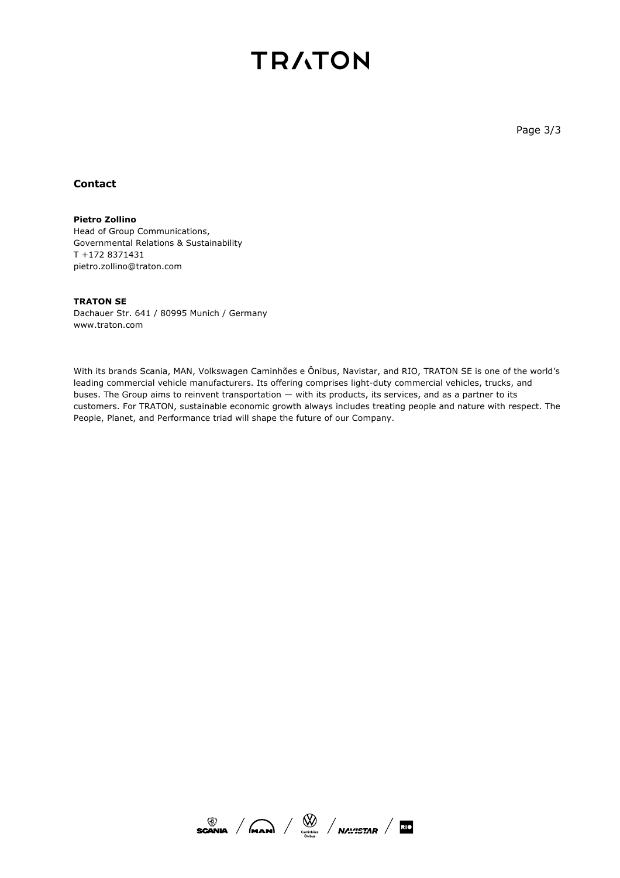## Contact

**Pietro Zollino**
Head of Group Communications,
Governmental Relations & Sustainability
T +172 8371431
pietro.zollino@traton.com

**TRATON SE**
Dachauer Str. 641 / 80995 Munich / Germany
www.traton.com

With its brands Scania, MAN, Volkswagen Caminhões e Ônibus, Navistar, and RIO, TRATON SE is one of the world's leading commercial vehicle manufacturers. Its offering comprises light-duty commercial vehicles, trucks, and buses. The Group aims to reinvent transportation — with its products, its services, and as a partner to its customers. For TRATON, sustainable economic growth always includes treating people and nature with respect. The People, Planet, and Performance triad will shape the future of our Company.